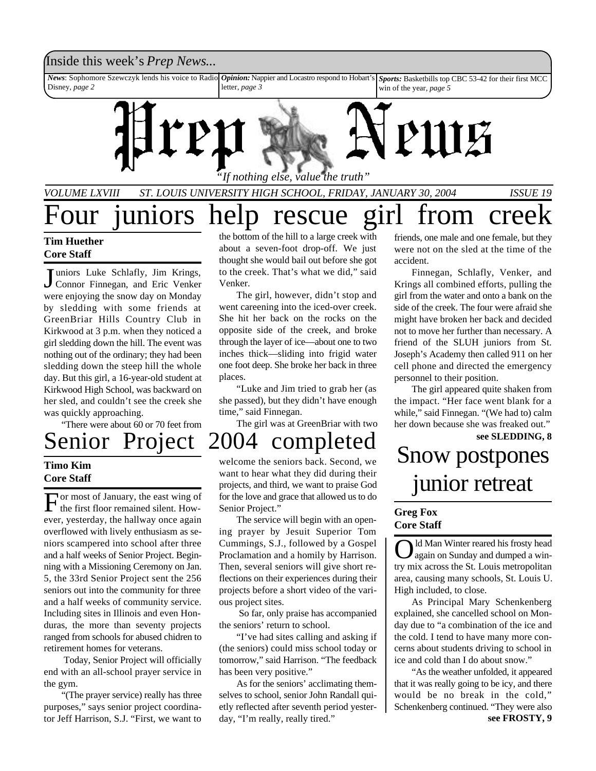Inside this week's *Prep News...*

***News***: Sophomore Szewczyk lends his voice to Radio Disney, *page 2*

***Opinion:*** Nappier and Locastro respond to Hobart's letter, *page 3*

***Sports:*** Basketbills top CBC 53-42 for their first MCC win of the year, *page 5*

# Prep News

*"If nothing else, value the truth"*

*VOLUME LXVIII ST. LOUIS UNIVERSITY HIGH SCHOOL, FRIDAY, JANUARY 30, 2004 ISSUE 19*

# Four juniors help rescue girl from creek

**Tim Huether**
**Core Staff**

Juniors Luke Schlafly, Jim Krings, Connor Finnegan, and Eric Venker were enjoying the snow day on Monday by sledding with some friends at GreenBriar Hills Country Club in Kirkwood at 3 p.m. when they noticed a girl sledding down the hill. The event was nothing out of the ordinary; they had been sledding down the steep hill the whole day. But this girl, a 16-year-old student at Kirkwood High School, was backward on her sled, and couldn't see the creek she was quickly approaching.

"There were about 60 or 70 feet from the bottom of the hill to a large creek with about a seven-foot drop-off. We just thought she would bail out before she got to the creek. That's what we did," said Venker.

The girl, however, didn't stop and went careening into the iced-over creek. She hit her back on the rocks on the opposite side of the creek, and broke through the layer of ice—about one to two inches thick—sliding into frigid water one foot deep. She broke her back in three places.

"Luke and Jim tried to grab her (as she passed), but they didn't have enough time," said Finnegan.

The girl was at GreenBriar with two friends, one male and one female, but they were not on the sled at the time of the accident.

Finnegan, Schlafly, Venker, and Krings all combined efforts, pulling the girl from the water and onto a bank on the side of the creek. The four were afraid she might have broken her back and decided not to move her further than necessary. A friend of the SLUH juniors from St. Joseph's Academy then called 911 on her cell phone and directed the emergency personnel to their position.

The girl appeared quite shaken from the impact. "Her face went blank for a while," said Finnegan. "(We had to) calm her down because she was freaked out."

**see SLEDDING, 8**

# Senior Project 2004 completed

**Timo Kim**
**Core Staff**

For most of January, the east wing of the first floor remained silent. However, yesterday, the hallway once again overflowed with lively enthusiasm as seniors scampered into school after three and a half weeks of Senior Project. Beginning with a Missioning Ceremony on Jan. 5, the 33rd Senior Project sent the 256 seniors out into the community for three and a half weeks of community service. Including sites in Illinois and even Honduras, the more than seventy projects ranged from schools for abused chidren to retirement homes for veterans.

Today, Senior Project will officially end with an all-school prayer service in the gym.

"(The prayer service) really has three purposes," says senior project coordinator Jeff Harrison, S.J. "First, we want to welcome the seniors back. Second, we want to hear what they did during their projects, and third, we want to praise God for the love and grace that allowed us to do Senior Project."

The service will begin with an opening prayer by Jesuit Superior Tom Cummings, S.J., followed by a Gospel Proclamation and a homily by Harrison. Then, several seniors will give short reflections on their experiences during their projects before a short video of the various project sites.

So far, only praise has accompanied the seniors' return to school.

"I've had sites calling and asking if (the seniors) could miss school today or tomorrow," said Harrison. "The feedback has been very positive."

As for the seniors' acclimating themselves to school, senior John Randall quietly reflected after seventh period yesterday, "I'm really, really tired."

# Snow postpones junior retreat

**Greg Fox**
**Core Staff**

Old Man Winter reared his frosty head again on Sunday and dumped a wintry mix across the St. Louis metropolitan area, causing many schools, St. Louis U. High included, to close.

As Principal Mary Schenkenberg explained, she cancelled school on Monday due to "a combination of the ice and the cold. I tend to have many more concerns about students driving to school in ice and cold than I do about snow."

"As the weather unfolded, it appeared that it was really going to be icy, and there would be no break in the cold," Schenkenberg continued. "They were also

**see FROSTY, 9**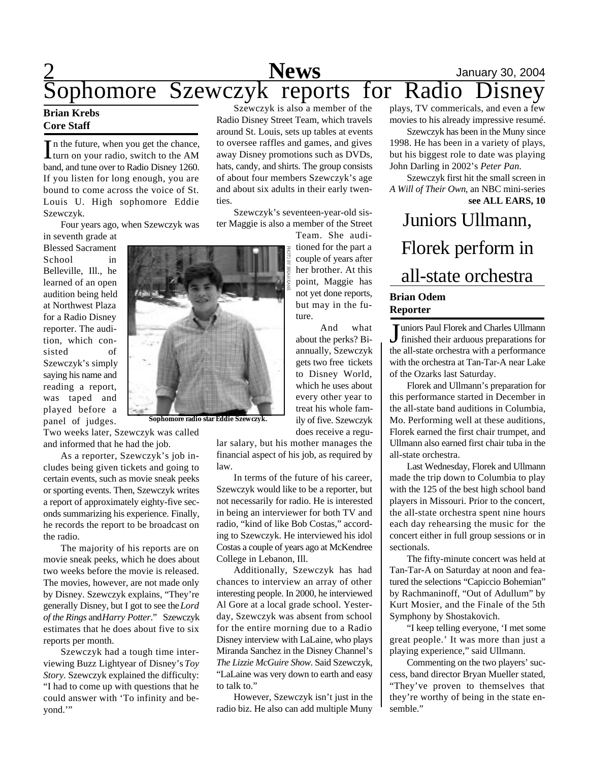# Sophomore Szewczyk reports for Radio Disney

**Brian Krebs**
**Core Staff**

In the future, when you get the chance, turn on your radio, switch to the AM band, and tune over to Radio Disney 1260. If you listen for long enough, you are bound to come across the voice of St. Louis U. High sophomore Eddie Szewczyk.

Four years ago, when Szewczyk was in seventh grade at Blessed Sacrament School in Belleville, Ill., he learned of an open audition being held at Northwest Plaza for a Radio Disney reporter. The audition, which consisted of Szewczyk's simply saying his name and reading a report, was taped and played before a panel of judges. Two weeks later, Szewczyk was called and informed that he had the job.

As a reporter, Szewczyk's job includes being given tickets and going to certain events, such as movie sneak peeks or sporting events. Then, Szewczyk writes a report of approximately eighty-five seconds summarizing his experience. Finally, he records the report to be broadcast on the radio.

The majority of his reports are on movie sneak peeks, which he does about two weeks before the movie is released. The movies, however, are not made only by Disney. Szewczyk explains, "They're generally Disney, but I got to see the *Lord of the Rings* and *Harry Potter*." Szewczyk estimates that he does about five to six reports per month.

Szewczyk had a tough time interviewing Buzz Lightyear of Disney's *Toy Story*. Szewczyk explained the difficulty: "I had to come up with questions that he could answer with 'To infinity and beyond.'"

Szewczyk is also a member of the Radio Disney Street Team, which travels around St. Louis, sets up tables at events to oversee raffles and games, and gives away Disney promotions such as DVDs, hats, candy, and shirts. The group consists of about four members Szewczyk's age and about six adults in their early twenties.

Szewczyk's seventeen-year-old sister Maggie is also a member of the Street Team. She auditioned for the part a couple of years after her brother. At this point, Maggie has not yet done reports, but may in the future.

PHOTO BY BRIAN KANE

**Sophomore radio star Eddie Szewczyk.**

And what about the perks? Biannually, Szewczyk gets two free tickets to Disney World, which he uses about every other year to treat his whole family of five. Szewczyk does receive a regular salary, but his mother manages the financial aspect of his job, as required by law.

In terms of the future of his career, Szewczyk would like to be a reporter, but not necessarily for radio. He is interested in being an interviewer for both TV and radio, "kind of like Bob Costas," according to Szewczyk. He interviewed his idol Costas a couple of years ago at McKendree College in Lebanon, Ill.

Additionally, Szewczyk has had chances to interview an array of other interesting people. In 2000, he interviewed Al Gore at a local grade school. Yesterday, Szewczyk was absent from school for the entire morning due to a Radio Disney interview with LaLaine, who plays Miranda Sanchez in the Disney Channel's *The Lizzie McGuire Show*. Said Szewczyk, "LaLaine was very down to earth and easy to talk to."

However, Szewczyk isn't just in the radio biz. He also can add multiple Muny plays, TV commericals, and even a few movies to his already impressive resumé.

Szewczyk has been in the Muny since 1998. He has been in a variety of plays, but his biggest role to date was playing John Darling in 2002's *Peter Pan*.

Szewczyk first hit the small screen in *A Will of Their Own*, an NBC mini-series

**see ALL EARS, 10**

# Juniors Ullmann, Florek perform in all-state orchestra

**Brian Odem**
**Reporter**

Juniors Paul Florek and Charles Ullmann finished their arduous preparations for the all-state orchestra with a performance with the orchestra at Tan-Tar-A near Lake of the Ozarks last Saturday.

Florek and Ullmann's preparation for this performance started in December in the all-state band auditions in Columbia, Mo. Performing well at these auditions, Florek earned the first chair trumpet, and Ullmann also earned first chair tuba in the all-state orchestra.

Last Wednesday, Florek and Ullmann made the trip down to Columbia to play with the 125 of the best high school band players in Missouri. Prior to the concert, the all-state orchestra spent nine hours each day rehearsing the music for the concert either in full group sessions or in sectionals.

The fifty-minute concert was held at Tan-Tar-A on Saturday at noon and featured the selections "Capiccio Bohemian" by Rachmaninoff, "Out of Adullum" by Kurt Mosier, and the Finale of the 5th Symphony by Shostakovich.

"I keep telling everyone, 'I met some great people.' It was more than just a playing experience," said Ullmann.

Commenting on the two players' success, band director Bryan Mueller stated, "They've proven to themselves that they're worthy of being in the state ensemble."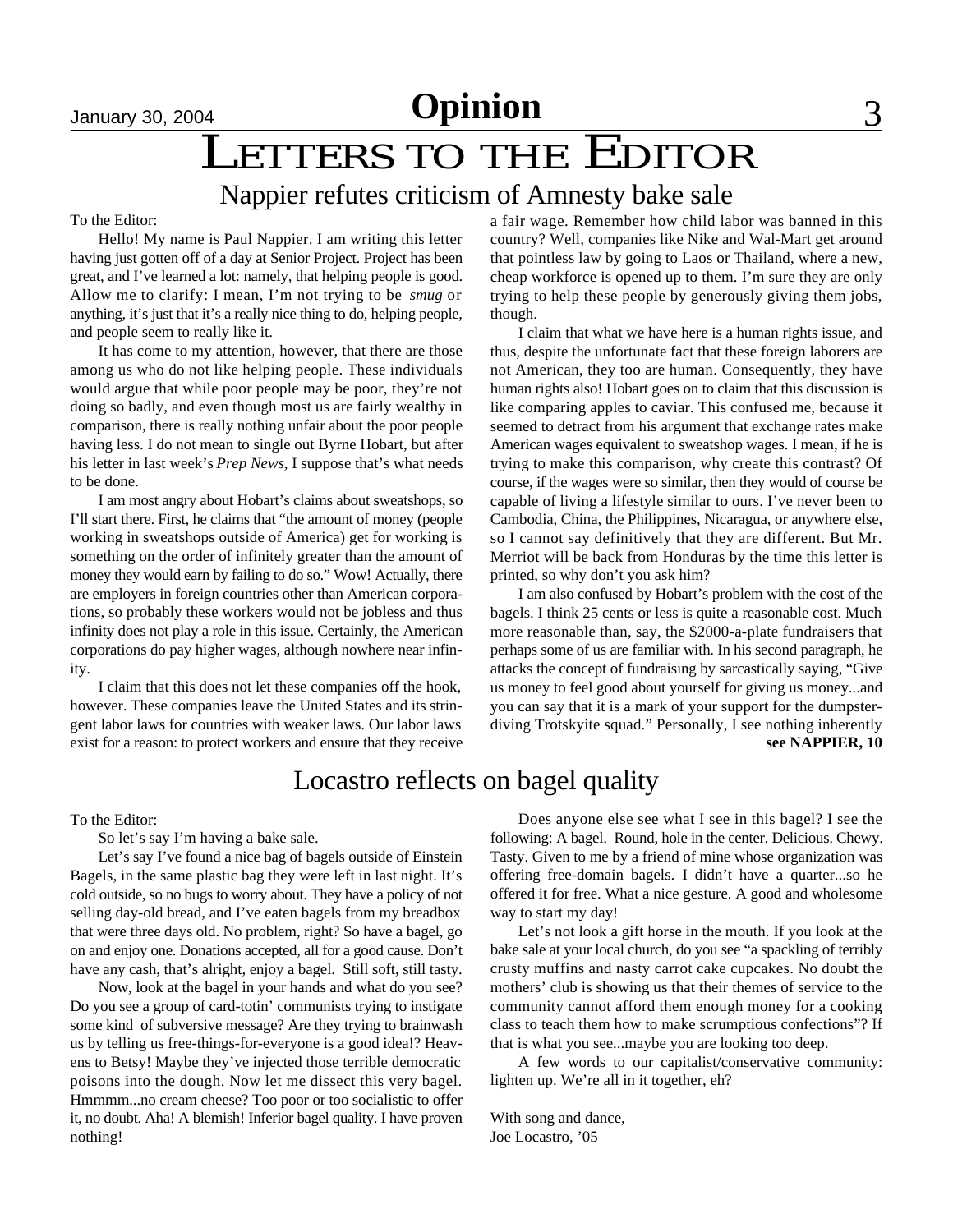# Letters to the Editor

## Nappier refutes criticism of Amnesty bake sale

To the Editor:

Hello! My name is Paul Nappier. I am writing this letter having just gotten off of a day at Senior Project. Project has been great, and I've learned a lot: namely, that helping people is good. Allow me to clarify: I mean, I'm not trying to be *smug* or anything, it's just that it's a really nice thing to do, helping people, and people seem to really like it.

It has come to my attention, however, that there are those among us who do not like helping people. These individuals would argue that while poor people may be poor, they're not doing so badly, and even though most us are fairly wealthy in comparison, there is really nothing unfair about the poor people having less. I do not mean to single out Byrne Hobart, but after his letter in last week's *Prep News*, I suppose that's what needs to be done.

I am most angry about Hobart's claims about sweatshops, so I'll start there. First, he claims that "the amount of money (people working in sweatshops outside of America) get for working is something on the order of infinitely greater than the amount of money they would earn by failing to do so." Wow! Actually, there are employers in foreign countries other than American corporations, so probably these workers would not be jobless and thus infinity does not play a role in this issue. Certainly, the American corporations do pay higher wages, although nowhere near infinity.

I claim that this does not let these companies off the hook, however. These companies leave the United States and its stringent labor laws for countries with weaker laws. Our labor laws exist for a reason: to protect workers and ensure that they receive a fair wage. Remember how child labor was banned in this country? Well, companies like Nike and Wal-Mart get around that pointless law by going to Laos or Thailand, where a new, cheap workforce is opened up to them. I'm sure they are only trying to help these people by generously giving them jobs, though.

I claim that what we have here is a human rights issue, and thus, despite the unfortunate fact that these foreign laborers are not American, they too are human. Consequently, they have human rights also! Hobart goes on to claim that this discussion is like comparing apples to caviar. This confused me, because it seemed to detract from his argument that exchange rates make American wages equivalent to sweatshop wages. I mean, if he is trying to make this comparison, why create this contrast? Of course, if the wages were so similar, then they would of course be capable of living a lifestyle similar to ours. I've never been to Cambodia, China, the Philippines, Nicaragua, or anywhere else, so I cannot say definitively that they are different. But Mr. Merriot will be back from Honduras by the time this letter is printed, so why don't you ask him?

I am also confused by Hobart's problem with the cost of the bagels. I think 25 cents or less is quite a reasonable cost. Much more reasonable than, say, the $2000-a-plate fundraisers that perhaps some of us are familiar with. In his second paragraph, he attacks the concept of fundraising by sarcastically saying, "Give us money to feel good about yourself for giving us money...and you can say that it is a mark of your support for the dumpster-diving Trotskyite squad." Personally, I see nothing inherently

**see NAPPIER, 10**

## Locastro reflects on bagel quality

To the Editor:

So let's say I'm having a bake sale.

Let's say I've found a nice bag of bagels outside of Einstein Bagels, in the same plastic bag they were left in last night. It's cold outside, so no bugs to worry about. They have a policy of not selling day-old bread, and I've eaten bagels from my breadbox that were three days old. No problem, right? So have a bagel, go on and enjoy one. Donations accepted, all for a good cause. Don't have any cash, that's alright, enjoy a bagel. Still soft, still tasty.

Now, look at the bagel in your hands and what do you see? Do you see a group of card-totin' communists trying to instigate some kind of subversive message? Are they trying to brainwash us by telling us free-things-for-everyone is a good idea!? Heavens to Betsy! Maybe they've injected those terrible democratic poisons into the dough. Now let me dissect this very bagel. Hmmmm...no cream cheese? Too poor or too socialistic to offer it, no doubt. Aha! A blemish! Inferior bagel quality. I have proven nothing!

Does anyone else see what I see in this bagel? I see the following: A bagel. Round, hole in the center. Delicious. Chewy. Tasty. Given to me by a friend of mine whose organization was offering free-domain bagels. I didn't have a quarter...so he offered it for free. What a nice gesture. A good and wholesome way to start my day!

Let's not look a gift horse in the mouth. If you look at the bake sale at your local church, do you see "a spackling of terribly crusty muffins and nasty carrot cake cupcakes. No doubt the mothers' club is showing us that their themes of service to the community cannot afford them enough money for a cooking class to teach them how to make scrumptious confections"? If that is what you see...maybe you are looking too deep.

A few words to our capitalist/conservative community: lighten up. We're all in it together, eh?

With song and dance,
Joe Locastro, '05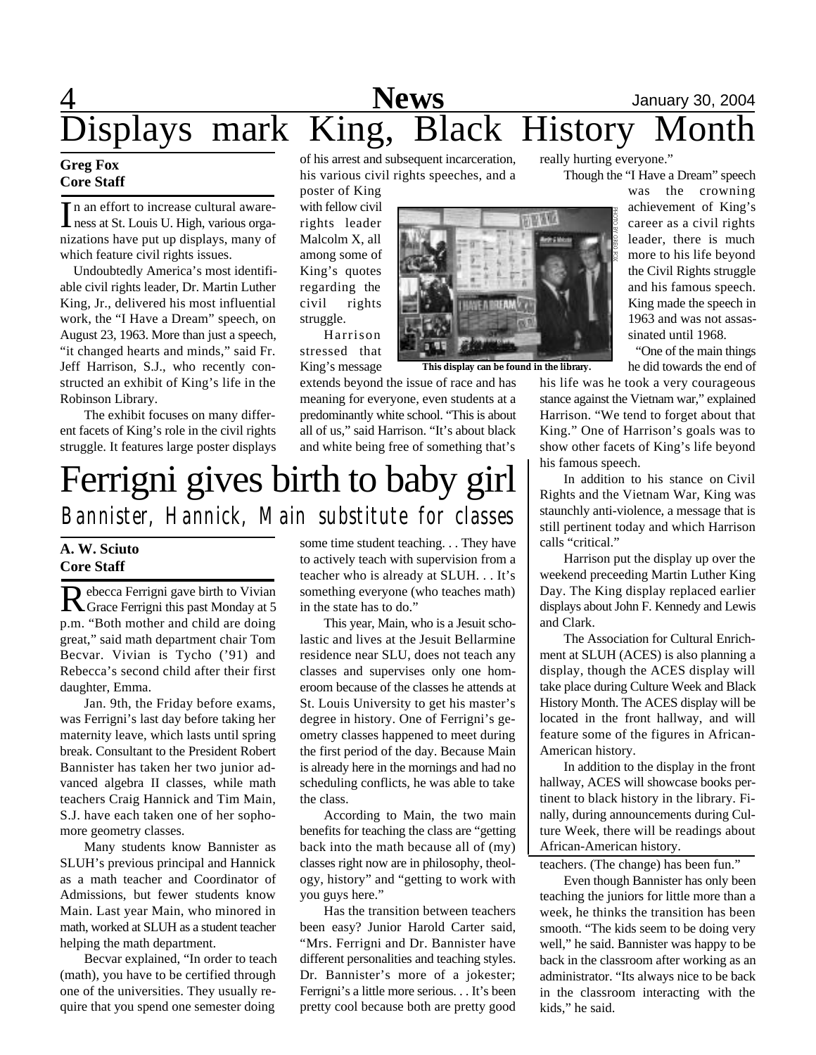# Displays mark King, Black History Month

**Greg Fox**
**Core Staff**

In an effort to increase cultural awareness at St. Louis U. High, various organizations have put up displays, many of which feature civil rights issues.

Undoubtedly America's most identifiable civil rights leader, Dr. Martin Luther King, Jr., delivered his most influential work, the "I Have a Dream" speech, on August 23, 1963. More than just a speech, "it changed hearts and minds," said Fr. Jeff Harrison, S.J., who recently constructed an exhibit of King's life in the Robinson Library.

The exhibit focuses on many different facets of King's role in the civil rights struggle. It features large poster displays of his arrest and subsequent incarceration, his various civil rights speeches, and a poster of King with fellow civil rights leader Malcolm X, all among some of King's quotes regarding the civil rights struggle.

Harrison stressed that King's message extends beyond the issue of race and has meaning for everyone, even students at a predominantly white school. "This is about all of us," said Harrison. "It's about black and white being free of something that's really hurting everyone."

This display can be found in the library.

Though the "I Have a Dream" speech was the crowning achievement of King's career as a civil rights leader, there is much more to his life beyond the Civil Rights struggle and his famous speech. King made the speech in 1963 and was not assassinated until 1968.

"One of the main things he did towards the end of his life was he took a very courageous stance against the Vietnam war," explained Harrison. "We tend to forget about that King." One of Harrison's goals was to show other facets of King's life beyond his famous speech.

In addition to his stance on Civil Rights and the Vietnam War, King was staunchly anti-violence, a message that is still pertinent today and which Harrison calls "critical."

Harrison put the display up over the weekend preceeding Martin Luther King Day. The King display replaced earlier displays about John F. Kennedy and Lewis and Clark.

The Association for Cultural Enrichment at SLUH (ACES) is also planning a display, though the ACES display will take place during Culture Week and Black History Month. The ACES display will be located in the front hallway, and will feature some of the figures in African-American history.

In addition to the display in the front hallway, ACES will showcase books pertinent to black history in the library. Finally, during announcements during Culture Week, there will be readings about African-American history.

# Ferrigni gives birth to baby girl

## *Bannister, Hannick, Main substitute for classes*

**A. W. Sciuto**
**Core Staff**

Rebecca Ferrigni gave birth to Vivian Grace Ferrigni this past Monday at 5 p.m. "Both mother and child are doing great," said math department chair Tom Becvar. Vivian is Tycho ('91) and Rebecca's second child after their first daughter, Emma.

Jan. 9th, the Friday before exams, was Ferrigni's last day before taking her maternity leave, which lasts until spring break. Consultant to the President Robert Bannister has taken her two junior advanced algebra II classes, while math teachers Craig Hannick and Tim Main, S.J. have each taken one of her sophomore geometry classes.

Many students know Bannister as SLUH's previous principal and Hannick as a math teacher and Coordinator of Admissions, but fewer students know Main. Last year Main, who minored in math, worked at SLUH as a student teacher helping the math department.

Becvar explained, "In order to teach (math), you have to be certified through one of the universities. They usually require that you spend one semester doing some time student teaching. . . They have to actively teach with supervision from a teacher who is already at SLUH. . . It's something everyone (who teaches math) in the state has to do."

This year, Main, who is a Jesuit scholastic and lives at the Jesuit Bellarmine residence near SLU, does not teach any classes and supervises only one homeroom because of the classes he attends at St. Louis University to get his master's degree in history. One of Ferrigni's geometry classes happened to meet during the first period of the day. Because Main is already here in the mornings and had no scheduling conflicts, he was able to take the class.

According to Main, the two main benefits for teaching the class are "getting back into the math because all of (my) classes right now are in philosophy, theology, history" and "getting to work with you guys here."

Has the transition between teachers been easy? Junior Harold Carter said, "Mrs. Ferrigni and Dr. Bannister have different personalities and teaching styles. Dr. Bannister's more of a jokester; Ferrigni's a little more serious. . . It's been pretty cool because both are pretty good teachers. (The change) has been fun."

Even though Bannister has only been teaching the juniors for little more than a week, he thinks the transition has been smooth. "The kids seem to be doing very well," he said. Bannister was happy to be back in the classroom after working as an administrator. "Its always nice to be back in the classroom interacting with the kids," he said.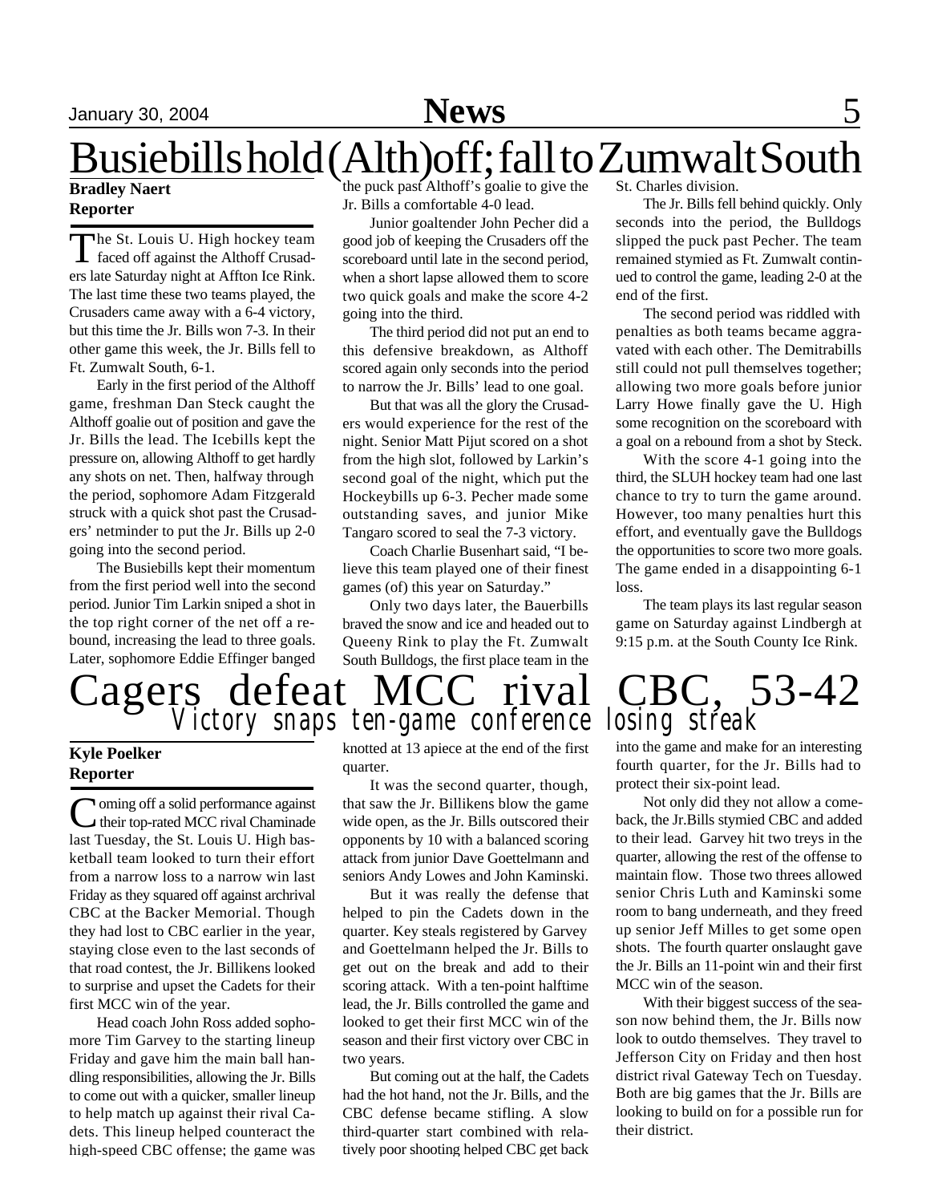# Busiebills hold (Alth)off; fall to Zumwalt South

**Bradley Naert**
**Reporter**

The St. Louis U. High hockey team faced off against the Althoff Crusaders late Saturday night at Affton Ice Rink. The last time these two teams played, the Crusaders came away with a 6-4 victory, but this time the Jr. Bills won 7-3. In their other game this week, the Jr. Bills fell to Ft. Zumwalt South, 6-1.

Early in the first period of the Althoff game, freshman Dan Steck caught the Althoff goalie out of position and gave the Jr. Bills the lead. The Icebills kept the pressure on, allowing Althoff to get hardly any shots on net. Then, halfway through the period, sophomore Adam Fitzgerald struck with a quick shot past the Crusaders' netminder to put the Jr. Bills up 2-0 going into the second period.

The Busiebills kept their momentum from the first period well into the second period. Junior Tim Larkin sniped a shot in the top right corner of the net off a rebound, increasing the lead to three goals. Later, sophomore Eddie Effinger banged the puck past Althoff's goalie to give the Jr. Bills a comfortable 4-0 lead.

Junior goaltender John Pecher did a good job of keeping the Crusaders off the scoreboard until late in the second period, when a short lapse allowed them to score two quick goals and make the score 4-2 going into the third.

The third period did not put an end to this defensive breakdown, as Althoff scored again only seconds into the period to narrow the Jr. Bills' lead to one goal.

But that was all the glory the Crusaders would experience for the rest of the night. Senior Matt Pijut scored on a shot from the high slot, followed by Larkin's second goal of the night, which put the Hockeybills up 6-3. Pecher made some outstanding saves, and junior Mike Tangaro scored to seal the 7-3 victory.

Coach Charlie Busenhart said, "I believe this team played one of their finest games (of) this year on Saturday."

Only two days later, the Bauerbills braved the snow and ice and headed out to Queeny Rink to play the Ft. Zumwalt South Bulldogs, the first place team in the St. Charles division.

The Jr. Bills fell behind quickly. Only seconds into the period, the Bulldogs slipped the puck past Pecher. The team remained stymied as Ft. Zumwalt continued to control the game, leading 2-0 at the end of the first.

The second period was riddled with penalties as both teams became aggravated with each other. The Demitrabills still could not pull themselves together; allowing two more goals before junior Larry Howe finally gave the U. High some recognition on the scoreboard with a goal on a rebound from a shot by Steck.

With the score 4-1 going into the third, the SLUH hockey team had one last chance to try to turn the game around. However, too many penalties hurt this effort, and eventually gave the Bulldogs the opportunities to score two more goals. The game ended in a disappointing 6-1 loss.

The team plays its last regular season game on Saturday against Lindbergh at 9:15 p.m. at the South County Ice Rink.

# Cagers defeat MCC rival CBC, 53-42

## *Victory snaps ten-game conference losing streak*

**Kyle Poelker**
**Reporter**

Coming off a solid performance against their top-rated MCC rival Chaminade last Tuesday, the St. Louis U. High basketball team looked to turn their effort from a narrow loss to a narrow win last Friday as they squared off against archrival CBC at the Backer Memorial. Though they had lost to CBC earlier in the year, staying close even to the last seconds of that road contest, the Jr. Billikens looked to surprise and upset the Cadets for their first MCC win of the year.

Head coach John Ross added sophomore Tim Garvey to the starting lineup Friday and gave him the main ball handling responsibilities, allowing the Jr. Bills to come out with a quicker, smaller lineup to help match up against their rival Cadets. This lineup helped counteract the high-speed CBC offense; the game was knotted at 13 apiece at the end of the first quarter.

It was the second quarter, though, that saw the Jr. Billikens blow the game wide open, as the Jr. Bills outscored their opponents by 10 with a balanced scoring attack from junior Dave Goettelmann and seniors Andy Lowes and John Kaminski.

But it was really the defense that helped to pin the Cadets down in the quarter. Key steals registered by Garvey and Goettelmann helped the Jr. Bills to get out on the break and add to their scoring attack. With a ten-point halftime lead, the Jr. Bills controlled the game and looked to get their first MCC win of the season and their first victory over CBC in two years.

But coming out at the half, the Cadets had the hot hand, not the Jr. Bills, and the CBC defense became stifling. A slow third-quarter start combined with relatively poor shooting helped CBC get back into the game and make for an interesting fourth quarter, for the Jr. Bills had to protect their six-point lead.

Not only did they not allow a comeback, the Jr.Bills stymied CBC and added to their lead. Garvey hit two treys in the quarter, allowing the rest of the offense to maintain flow. Those two threes allowed senior Chris Luth and Kaminski some room to bang underneath, and they freed up senior Jeff Milles to get some open shots. The fourth quarter onslaught gave the Jr. Bills an 11-point win and their first MCC win of the season.

With their biggest success of the season now behind them, the Jr. Bills now look to outdo themselves. They travel to Jefferson City on Friday and then host district rival Gateway Tech on Tuesday. Both are big games that the Jr. Bills are looking to build on for a possible run for their district.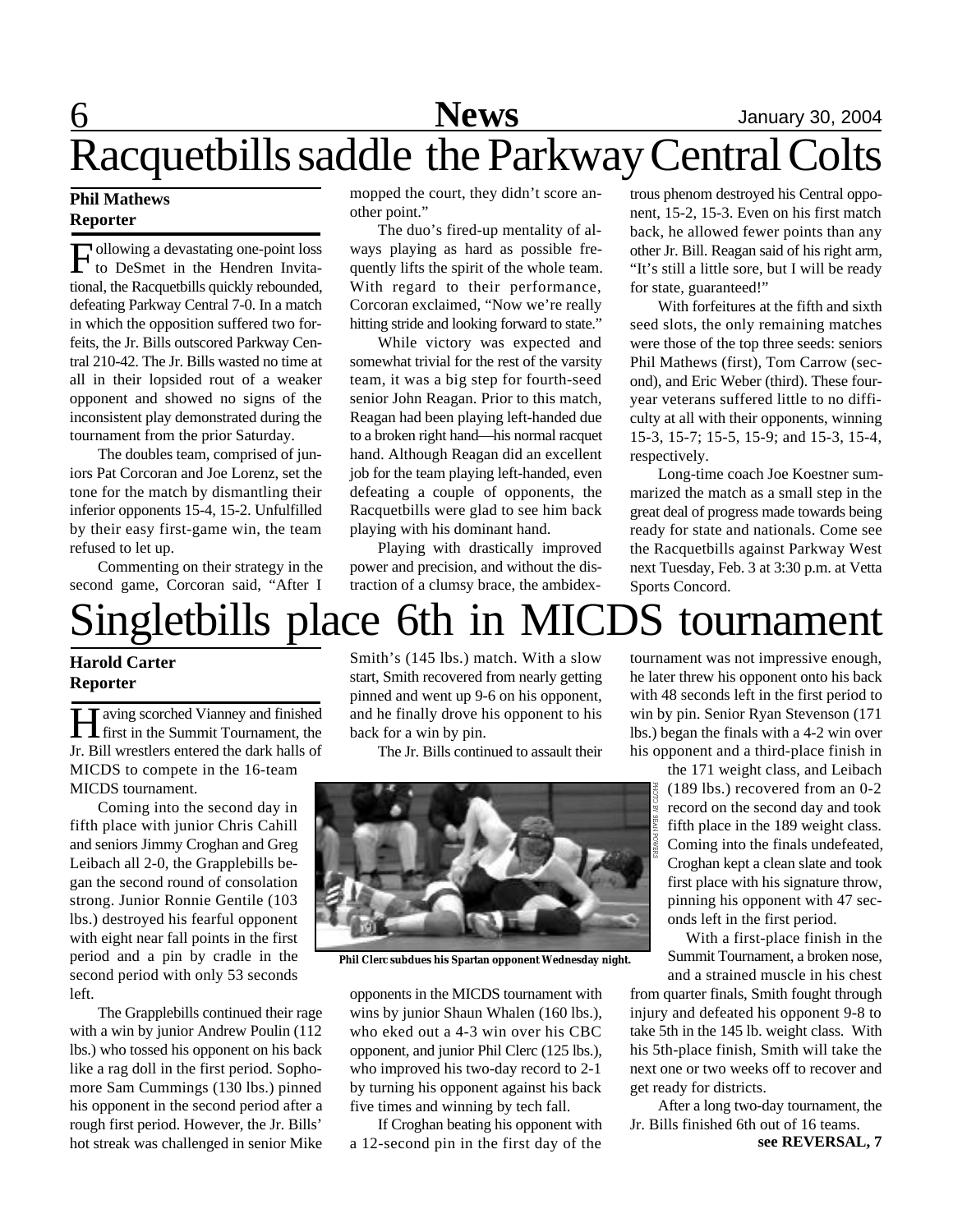# Racquetbills saddle the Parkway Central Colts

**Phil Mathews**
**Reporter**

Following a devastating one-point loss to DeSmet in the Hendren Invitational, the Racquetbills quickly rebounded, defeating Parkway Central 7-0. In a match in which the opposition suffered two forfeits, the Jr. Bills outscored Parkway Central 210-42. The Jr. Bills wasted no time at all in their lopsided rout of a weaker opponent and showed no signs of the inconsistent play demonstrated during the tournament from the prior Saturday.

The doubles team, comprised of juniors Pat Corcoran and Joe Lorenz, set the tone for the match by dismantling their inferior opponents 15-4, 15-2. Unfulfilled by their easy first-game win, the team refused to let up.

Commenting on their strategy in the second game, Corcoran said, "After I mopped the court, they didn't score another point."

The duo's fired-up mentality of always playing as hard as possible frequently lifts the spirit of the whole team. With regard to their performance, Corcoran exclaimed, "Now we're really hitting stride and looking forward to state."

While victory was expected and somewhat trivial for the rest of the varsity team, it was a big step for fourth-seed senior John Reagan. Prior to this match, Reagan had been playing left-handed due to a broken right hand—his normal racquet hand. Although Reagan did an excellent job for the team playing left-handed, even defeating a couple of opponents, the Racquetbills were glad to see him back playing with his dominant hand.

Playing with drastically improved power and precision, and without the distraction of a clumsy brace, the ambidextrous phenom destroyed his Central opponent, 15-2, 15-3. Even on his first match back, he allowed fewer points than any other Jr. Bill. Reagan said of his right arm, "It's still a little sore, but I will be ready for state, guaranteed!"

With forfeitures at the fifth and sixth seed slots, the only remaining matches were those of the top three seeds: seniors Phil Mathews (first), Tom Carrow (second), and Eric Weber (third). These four-year veterans suffered little to no difficulty at all with their opponents, winning 15-3, 15-7; 15-5, 15-9; and 15-3, 15-4, respectively.

Long-time coach Joe Koestner summarized the match as a small step in the great deal of progress made towards being ready for state and nationals. Come see the Racquetbills against Parkway West next Tuesday, Feb. 3 at 3:30 p.m. at Vetta Sports Concord.

# Singletbills place 6th in MICDS tournament

**Harold Carter**
**Reporter**

Having scorched Vianney and finished first in the Summit Tournament, the Jr. Bill wrestlers entered the dark halls of MICDS to compete in the 16-team MICDS tournament.

Coming into the second day in fifth place with junior Chris Cahill and seniors Jimmy Croghan and Greg Leibach all 2-0, the Grapplebills began the second round of consolation strong. Junior Ronnie Gentile (103 lbs.) destroyed his fearful opponent with eight near fall points in the first period and a pin by cradle in the second period with only 53 seconds left.

The Grapplebills continued their rage with a win by junior Andrew Poulin (112 lbs.) who tossed his opponent on his back like a rag doll in the first period. Sophomore Sam Cummings (130 lbs.) pinned his opponent in the second period after a rough first period. However, the Jr. Bills' hot streak was challenged in senior Mike Smith's (145 lbs.) match. With a slow start, Smith recovered from nearly getting pinned and went up 9-6 on his opponent, and he finally drove his opponent to his back for a win by pin.

The Jr. Bills continued to assault their opponents in the MICDS tournament with wins by junior Shaun Whalen (160 lbs.), who eked out a 4-3 win over his CBC opponent, and junior Phil Clerc (125 lbs.), who improved his two-day record to 2-1 by turning his opponent against his back five times and winning by tech fall.

PHOTO BY SEAN POWERS

**Phil Clerc subdues his Spartan opponent Wednesday night.**

If Croghan beating his opponent with a 12-second pin in the first day of the tournament was not impressive enough, he later threw his opponent onto his back with 48 seconds left in the first period to win by pin. Senior Ryan Stevenson (171 lbs.) began the finals with a 4-2 win over his opponent and a third-place finish in the 171 weight class, and Leibach (189 lbs.) recovered from an 0-2 record on the second day and took fifth place in the 189 weight class. Coming into the finals undefeated, Croghan kept a clean slate and took first place with his signature throw, pinning his opponent with 47 seconds left in the first period.

With a first-place finish in the Summit Tournament, a broken nose, and a strained muscle in his chest from quarter finals, Smith fought through injury and defeated his opponent 9-8 to take 5th in the 145 lb. weight class. With his 5th-place finish, Smith will take the next one or two weeks off to recover and get ready for districts.

After a long two-day tournament, the Jr. Bills finished 6th out of 16 teams.

**see REVERSAL, 7**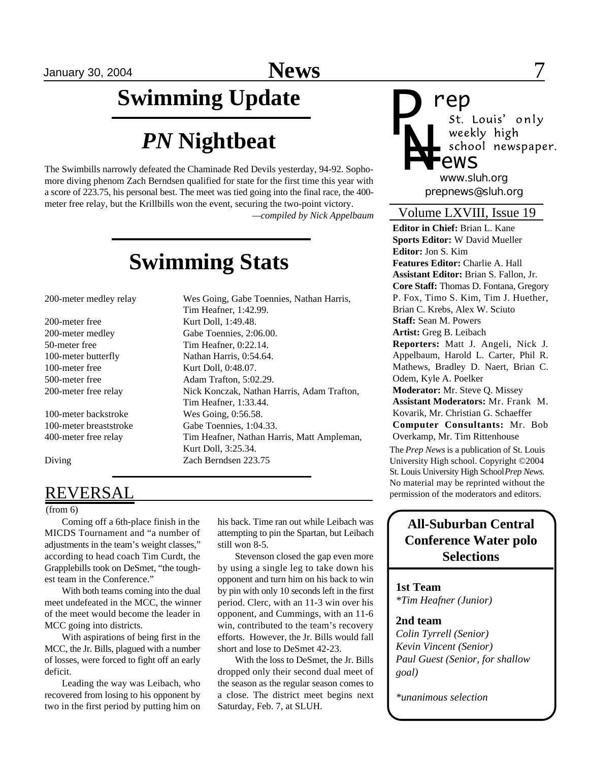# Swimming Update

## *PN* Nightbeat

The Swimbills narrowly defeated the Chaminade Red Devils yesterday, 94-92. Sophomore diving phenom Zach Berndsen qualified for state for the first time this year with a score of 223.75, his personal best. The meet was tied going into the final race, the 400-meter free relay, but the Krillbills won the event, securing the two-point victory.

*—compiled by Nick Appelbaum*

# Swimming Stats

| Event | Result |
| --- | --- |
| 200-meter medley relay | Wes Going, Gabe Toennies, Nathan Harris, Tim Heafner, 1:42.99. |
| 200-meter free | Kurt Doll, 1:49.48. |
| 200-meter medley | Gabe Toennies, 2:06.00. |
| 50-meter free | Tim Heafner, 0:22.14. |
| 100-meter butterfly | Nathan Harris, 0:54.64. |
| 100-meter free | Kurt Doll, 0:48.07. |
| 500-meter free | Adam Trafton, 5:02.29. |
| 200-meter free relay | Nick Konczak, Nathan Harris, Adam Trafton, Tim Heafner, 1:33.44. |
| 100-meter backstroke | Wes Going, 0:56.58. |
| 100-meter breaststroke | Gabe Toennies, 1:04.33. |
| 400-meter free relay | Tim Heafner, Nathan Harris, Matt Ampleman, Kurt Doll, 3:25.34. |
| Diving | Zach Berndsen 223.75 |

## REVERSAL

(from 6)

Coming off a 6th-place finish in the MICDS Tournament and "a number of adjustments in the team's weight classes," according to head coach Tim Curdt, the Grapplebills took on DeSmet, "the toughest team in the Conference."

With both teams coming into the dual meet undefeated in the MCC, the winner of the meet would become the leader in MCC going into districts.

With aspirations of being first in the MCC, the Jr. Bills, plagued with a number of losses, were forced to fight off an early deficit.

Leading the way was Leibach, who recovered from losing to his opponent by two in the first period by putting him on his back. Time ran out while Leibach was attempting to pin the Spartan, but Leibach still won 8-5.

Stevenson closed the gap even more by using a single leg to take down his opponent and turn him on his back to win by pin with only 10 seconds left in the first period. Clerc, with an 11-3 win over his opponent, and Cummings, with an 11-6 win, contributed to the team's recovery efforts. However, the Jr. Bills would fall short and lose to DeSmet 42-23.

With the loss to DeSmet, the Jr. Bills dropped only their second dual meet of the season as the regular season comes to a close. The district meet begins next Saturday, Feb. 7, at SLUH.

---

**Prep News**
St. Louis' only weekly high school newspaper.
www.sluh.org
prepnews@sluh.org

Volume LXVIII, Issue 19

**Editor in Chief:** Brian L. Kane
**Sports Editor:** W David Mueller
**Editor:** Jon S. Kim
**Features Editor:** Charlie A. Hall
**Assistant Editor:** Brian S. Fallon, Jr.
**Core Staff:** Thomas D. Fontana, Gregory P. Fox, Timo S. Kim, Tim J. Huether, Brian C. Krebs, Alex W. Sciuto
**Staff:** Sean M. Powers
**Artist:** Greg B. Leibach
**Reporters:** Matt J. Angeli, Nick J. Appelbaum, Harold L. Carter, Phil R. Mathews, Bradley D. Naert, Brian C. Odem, Kyle A. Poelker
**Moderator:** Mr. Steve Q. Missey
**Assistant Moderators:** Mr. Frank M. Kovarik, Mr. Christian G. Schaeffer
**Computer Consultants:** Mr. Bob Overkamp, Mr. Tim Rittenhouse

The *Prep News* is a publication of St. Louis University High school. Copyright ©2004 St. Louis University High School *Prep News*. No material may be reprinted without the permission of the moderators and editors.

---

### All-Suburban Central Conference Water polo Selections

**1st Team**
*\*Tim Heafner (Junior)*

**2nd team**
*Colin Tyrrell (Senior)*
*Kevin Vincent (Senior)*
*Paul Guest (Senior, for shallow goal)*

*\*unanimous selection*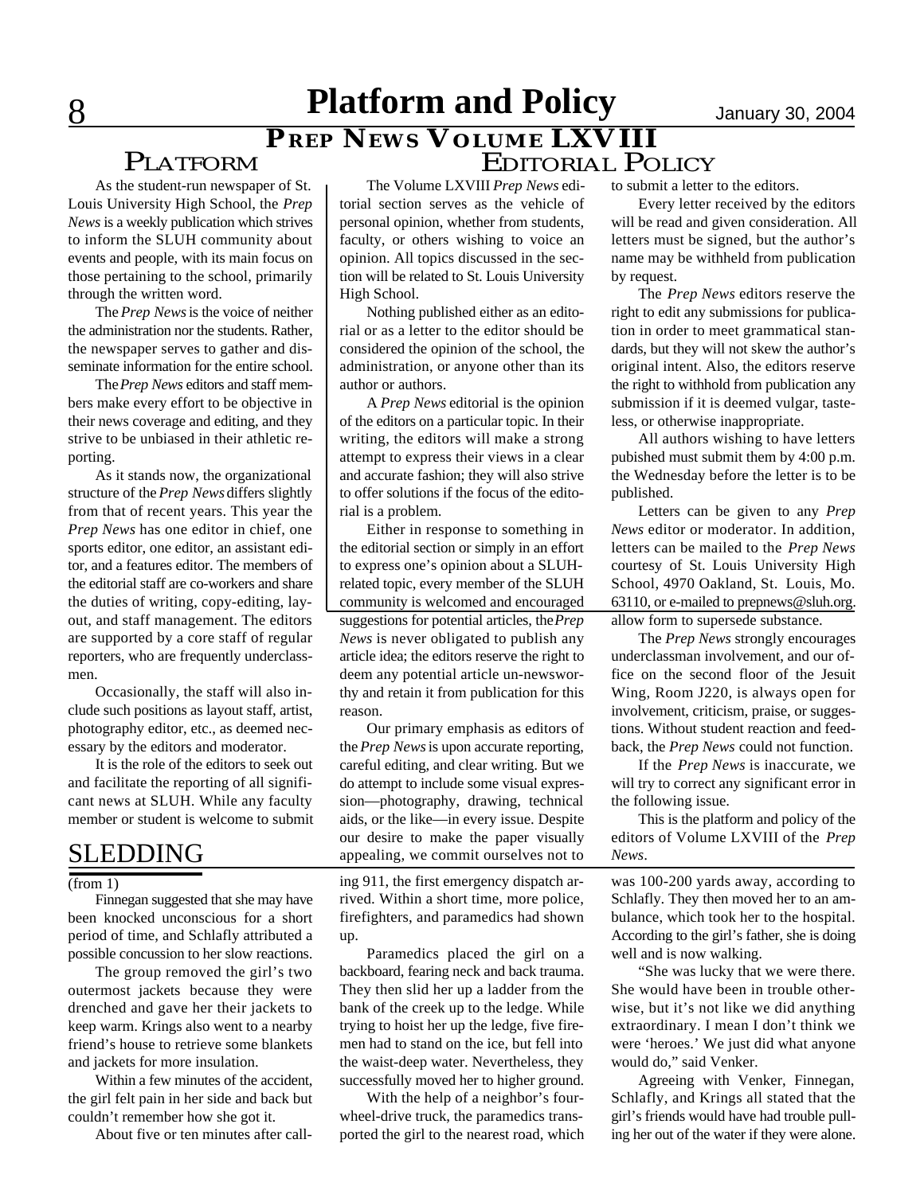# Platform and Policy

## *PREP NEWS* VOLUME LXVIII

### PLATFORM

As the student-run newspaper of St. Louis University High School, the *Prep News* is a weekly publication which strives to inform the SLUH community about events and people, with its main focus on those pertaining to the school, primarily through the written word.

The *Prep News* is the voice of neither the administration nor the students. Rather, the newspaper serves to gather and disseminate information for the entire school.

The *Prep News* editors and staff members make every effort to be objective in their news coverage and editing, and they strive to be unbiased in their athletic reporting.

As it stands now, the organizational structure of the *Prep News* differs slightly from that of recent years. This year the *Prep News* has one editor in chief, one sports editor, one editor, an assistant editor, and a features editor. The members of the editorial staff are co-workers and share the duties of writing, copy-editing, layout, and staff management. The editors are supported by a core staff of regular reporters, who are frequently underclassmen.

Occasionally, the staff will also include such positions as layout staff, artist, photography editor, etc., as deemed necessary by the editors and moderator.

It is the role of the editors to seek out and facilitate the reporting of all significant news at SLUH. While any faculty member or student is welcome to submit suggestions for potential articles, the *Prep News* is never obligated to publish any article idea; the editors reserve the right to deem any potential article un-newsworthy and retain it from publication for this reason.

Our primary emphasis as editors of the *Prep News* is upon accurate reporting, careful editing, and clear writing. But we do attempt to include some visual expression—photography, drawing, technical aids, or the like—in every issue. Despite our desire to make the paper visually appealing, we commit ourselves not to allow form to supersede substance.

The *Prep News* strongly encourages underclassman involvement, and our office on the second floor of the Jesuit Wing, Room J220, is always open for involvement, criticism, praise, or suggestions. Without student reaction and feedback, the *Prep News* could not function.

If the *Prep News* is inaccurate, we will try to correct any significant error in the following issue.

This is the platform and policy of the editors of Volume LXVIII of the *Prep News*.

### EDITORIAL POLICY

The Volume LXVIII *Prep News* editorial section serves as the vehicle of personal opinion, whether from students, faculty, or others wishing to voice an opinion. All topics discussed in the section will be related to St. Louis University High School.

Nothing published either as an editorial or as a letter to the editor should be considered the opinion of the school, the administration, or anyone other than its author or authors.

A *Prep News* editorial is the opinion of the editors on a particular topic. In their writing, the editors will make a strong attempt to express their views in a clear and accurate fashion; they will also strive to offer solutions if the focus of the editorial is a problem.

Either in response to something in the editorial section or simply in an effort to express one's opinion about a SLUH-related topic, every member of the SLUH community is welcomed and encouraged to submit a letter to the editors.

Every letter received by the editors will be read and given consideration. All letters must be signed, but the author's name may be withheld from publication by request.

The *Prep News* editors reserve the right to edit any submissions for publication in order to meet grammatical standards, but they will not skew the author's original intent. Also, the editors reserve the right to withhold from publication any submission if it is deemed vulgar, tasteless, or otherwise inappropriate.

All authors wishing to have letters pubished must submit them by 4:00 p.m. the Wednesday before the letter is to be published.

Letters can be given to any *Prep News* editor or moderator. In addition, letters can be mailed to the *Prep News* courtesy of St. Louis University High School, 4970 Oakland, St. Louis, Mo. 63110, or e-mailed to prepnews@sluh.org.

## SLEDDING

(from 1)

Finnegan suggested that she may have been knocked unconscious for a short period of time, and Schlafly attributed a possible concussion to her slow reactions.

The group removed the girl's two outermost jackets because they were drenched and gave her their jackets to keep warm. Krings also went to a nearby friend's house to retrieve some blankets and jackets for more insulation.

Within a few minutes of the accident, the girl felt pain in her side and back but couldn't remember how she got it.

About five or ten minutes after calling 911, the first emergency dispatch arrived. Within a short time, more police, firefighters, and paramedics had shown up.

Paramedics placed the girl on a backboard, fearing neck and back trauma. They then slid her up a ladder from the bank of the creek up to the ledge. While trying to hoist her up the ledge, five firemen had to stand on the ice, but fell into the waist-deep water. Nevertheless, they successfully moved her to higher ground.

With the help of a neighbor's four-wheel-drive truck, the paramedics transported the girl to the nearest road, which was 100-200 yards away, according to Schlafly. They then moved her to an ambulance, which took her to the hospital. According to the girl's father, she is doing well and is now walking.

"She was lucky that we were there. She would have been in trouble otherwise, but it's not like we did anything extraordinary. I mean I don't think we were 'heroes.' We just did what anyone would do," said Venker.

Agreeing with Venker, Finnegan, Schlafly, and Krings all stated that the girl's friends would have had trouble pulling her out of the water if they were alone.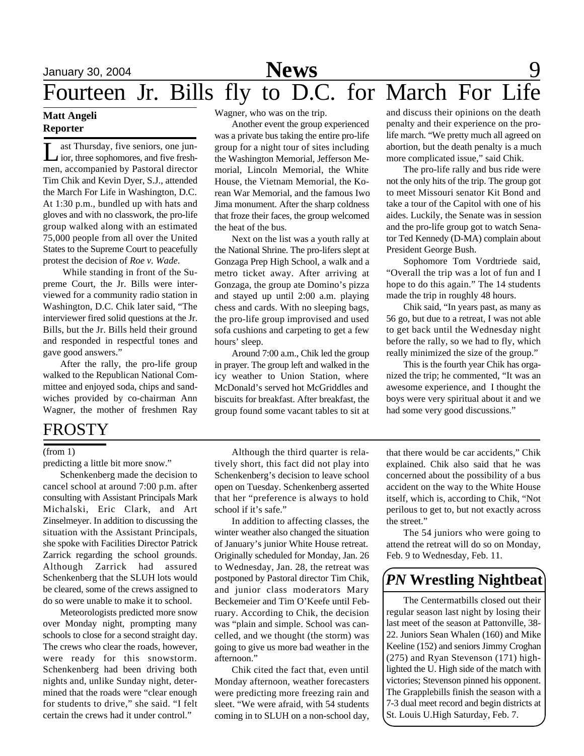# Fourteen Jr. Bills fly to D.C. for March For Life

**Matt Angeli**
**Reporter**

Last Thursday, five seniors, one junior, three sophomores, and five freshmen, accompanied by Pastoral director Tim Chik and Kevin Dyer, S.J., attended the March For Life in Washington, D.C. At 1:30 p.m., bundled up with hats and gloves and with no classwork, the pro-life group walked along with an estimated 75,000 people from all over the United States to the Supreme Court to peacefully protest the decision of *Roe v. Wade.*

While standing in front of the Supreme Court, the Jr. Bills were interviewed for a community radio station in Washington, D.C. Chik later said, "The interviewer fired solid questions at the Jr. Bills, but the Jr. Bills held their ground and responded in respectful tones and gave good answers."

After the rally, the pro-life group walked to the Republican National Committee and enjoyed soda, chips and sandwiches provided by co-chairman Ann Wagner, the mother of freshmen Ray Wagner, who was on the trip.

Another event the group experienced was a private bus taking the entire pro-life group for a night tour of sites including the Washington Memorial, Jefferson Memorial, Lincoln Memorial, the White House, the Vietnam Memorial, the Korean War Memorial, and the famous Iwo Jima monument. After the sharp coldness that froze their faces, the group welcomed the heat of the bus.

Next on the list was a youth rally at the National Shrine. The pro-lifers slept at Gonzaga Prep High School, a walk and a metro ticket away. After arriving at Gonzaga, the group ate Domino's pizza and stayed up until 2:00 a.m. playing chess and cards. With no sleeping bags, the pro-life group improvised and used sofa cushions and carpeting to get a few hours' sleep.

Around 7:00 a.m., Chik led the group in prayer. The group left and walked in the icy weather to Union Station, where McDonald's served hot McGriddles and biscuits for breakfast. After breakfast, the group found some vacant tables to sit at and discuss their opinions on the death penalty and their experience on the pro-life march. "We pretty much all agreed on abortion, but the death penalty is a much more complicated issue," said Chik.

The pro-life rally and bus ride were not the only hits of the trip. The group got to meet Missouri senator Kit Bond and take a tour of the Capitol with one of his aides. Luckily, the Senate was in session and the pro-life group got to watch Senator Ted Kennedy (D-MA) complain about President George Bush.

Sophomore Tom Vordtriede said, "Overall the trip was a lot of fun and I hope to do this again." The 14 students made the trip in roughly 48 hours.

Chik said, "In years past, as many as 56 go, but due to a retreat, I was not able to get back until the Wednesday night before the rally, so we had to fly, which really minimized the size of the group."

This is the fourth year Chik has organized the trip; he commented, "It was an awesome experience, and I thought the boys were very spiritual about it and we had some very good discussions."

## FROSTY

(from 1)

predicting a little bit more snow."

Schenkenberg made the decision to cancel school at around 7:00 p.m. after consulting with Assistant Principals Mark Michalski, Eric Clark, and Art Zinselmeyer. In addition to discussing the situation with the Assistant Principals, she spoke with Facilities Director Patrick Zarrick regarding the school grounds. Although Zarrick had assured Schenkenberg that the SLUH lots would be cleared, some of the crews assigned to do so were unable to make it to school.

Meteorologists predicted more snow over Monday night, prompting many schools to close for a second straight day. The crews who clear the roads, however, were ready for this snowstorm. Schenkenberg had been driving both nights and, unlike Sunday night, determined that the roads were "clear enough for students to drive," she said. "I felt certain the crews had it under control."

Although the third quarter is relatively short, this fact did not play into Schenkenberg's decision to leave school open on Tuesday. Schenkenberg asserted that her "preference is always to hold school if it's safe."

In addition to affecting classes, the winter weather also changed the situation of January's junior White House retreat. Originally scheduled for Monday, Jan. 26 to Wednesday, Jan. 28, the retreat was postponed by Pastoral director Tim Chik, and junior class moderators Mary Beckemeier and Tim O'Keefe until February. According to Chik, the decision was "plain and simple. School was cancelled, and we thought (the storm) was going to give us more bad weather in the afternoon."

Chik cited the fact that, even until Monday afternoon, weather forecasters were predicting more freezing rain and sleet. "We were afraid, with 54 students coming in to SLUH on a non-school day, that there would be car accidents," Chik explained. Chik also said that he was concerned about the possibility of a bus accident on the way to the White House itself, which is, according to Chik, "Not perilous to get to, but not exactly across the street."

The 54 juniors who were going to attend the retreat will do so on Monday, Feb. 9 to Wednesday, Feb. 11.

## *PN* Wrestling Nightbeat

The Centermatbills closed out their regular season last night by losing their last meet of the season at Pattonville, 38-22. Juniors Sean Whalen (160) and Mike Keeline (152) and seniors Jimmy Croghan (275) and Ryan Stevenson (171) highlighted the U. High side of the match with victories; Stevenson pinned his opponent. The Grapplebills finish the season with a 7-3 dual meet record and begin districts at St. Louis U.High Saturday, Feb. 7.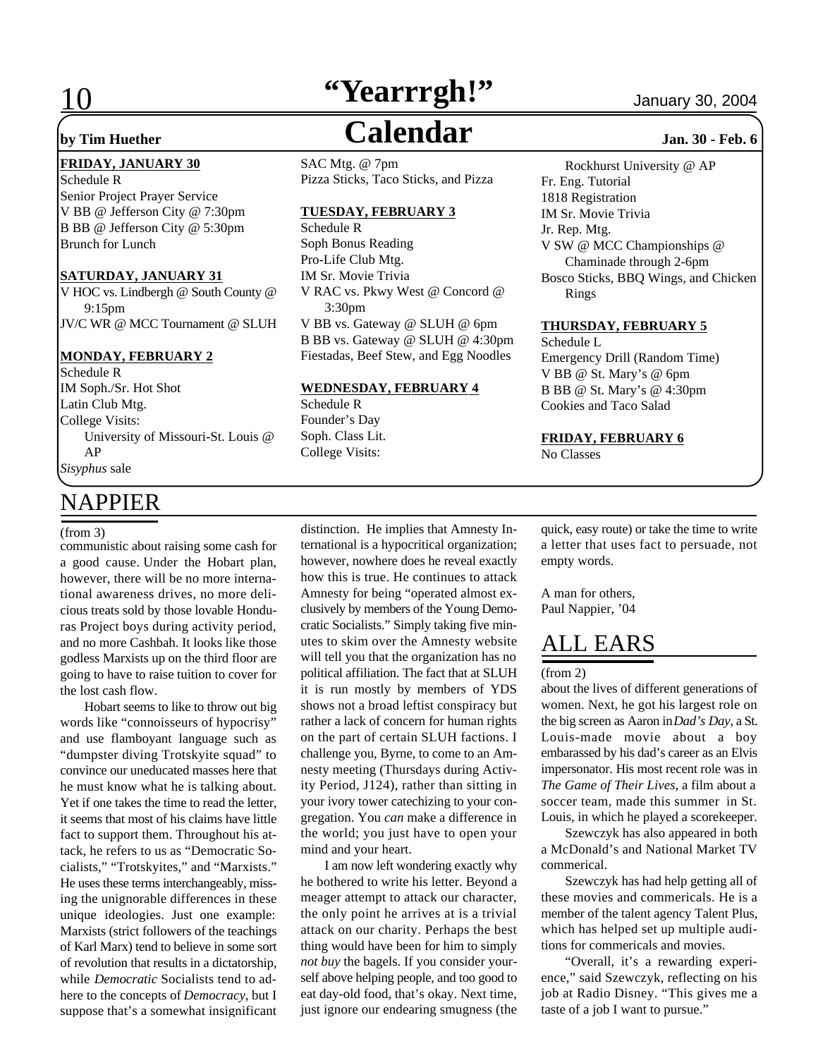# "Yearrrgh!"

## Calendar

**by Tim Huether** **Jan. 30 - Feb. 6**

**FRIDAY, JANUARY 30**
Schedule R
Senior Project Prayer Service
V BB @ Jefferson City @ 7:30pm
B BB @ Jefferson City @ 5:30pm
Brunch for Lunch

**SATURDAY, JANUARY 31**
V HOC vs. Lindbergh @ South County @ 9:15pm
JV/C WR @ MCC Tournament @ SLUH

**MONDAY, FEBRUARY 2**
Schedule R
IM Soph./Sr. Hot Shot
Latin Club Mtg.
College Visits:
University of Missouri-St. Louis @ AP
*Sisyphus* sale
SAC Mtg. @ 7pm
Pizza Sticks, Taco Sticks, and Pizza

**TUESDAY, FEBRUARY 3**
Schedule R
Soph Bonus Reading
Pro-Life Club Mtg.
IM Sr. Movie Trivia
V RAC vs. Pkwy West @ Concord @ 3:30pm
V BB vs. Gateway @ SLUH @ 6pm
B BB vs. Gateway @ SLUH @ 4:30pm
Fiestadas, Beef Stew, and Egg Noodles

**WEDNESDAY, FEBRUARY 4**
Schedule R
Founder's Day
Soph. Class Lit.
College Visits:
Rockhurst University @ AP
Fr. Eng. Tutorial
1818 Registration
IM Sr. Movie Trivia
Jr. Rep. Mtg.
V SW @ MCC Championships @ Chaminade through 2-6pm
Bosco Sticks, BBQ Wings, and Chicken Rings

**THURSDAY, FEBRUARY 5**
Schedule L
Emergency Drill (Random Time)
V BB @ St. Mary's @ 6pm
B BB @ St. Mary's @ 4:30pm
Cookies and Taco Salad

**FRIDAY, FEBRUARY 6**
No Classes

## NAPPIER

(from 3)

communistic about raising some cash for a good cause. Under the Hobart plan, however, there will be no more international awareness drives, no more delicious treats sold by those lovable Honduras Project boys during activity period, and no more Cashbah. It looks like those godless Marxists up on the third floor are going to have to raise tuition to cover for the lost cash flow.

Hobart seems to like to throw out big words like "connoisseurs of hypocrisy" and use flamboyant language such as "dumpster diving Trotskyite squad" to convince our uneducated masses here that he must know what he is talking about. Yet if one takes the time to read the letter, it seems that most of his claims have little fact to support them. Throughout his attack, he refers to us as "Democratic Socialists," "Trotskyites," and "Marxists." He uses these terms interchangeably, missing the unignorable differences in these unique ideologies. Just one example: Marxists (strict followers of the teachings of Karl Marx) tend to believe in some sort of revolution that results in a dictatorship, while *Democratic* Socialists tend to adhere to the concepts of *Democracy*, but I suppose that's a somewhat insignificant distinction. He implies that Amnesty International is a hypocritical organization; however, nowhere does he reveal exactly how this is true. He continues to attack Amnesty for being "operated almost exclusively by members of the Young Democratic Socialists." Simply taking five minutes to skim over the Amnesty website will tell you that the organization has no political affiliation. The fact that at SLUH it is run mostly by members of YDS shows not a broad leftist conspiracy but rather a lack of concern for human rights on the part of certain SLUH factions. I challenge you, Byrne, to come to an Amnesty meeting (Thursdays during Activity Period, J124), rather than sitting in your ivory tower catechizing to your congregation. You *can* make a difference in the world; you just have to open your mind and your heart.

I am now left wondering exactly why he bothered to write his letter. Beyond a meager attempt to attack our character, the only point he arrives at is a trivial attack on our charity. Perhaps the best thing would have been for him to simply *not buy* the bagels. If you consider yourself above helping people, and too good to eat day-old food, that's okay. Next time, just ignore our endearing smugness (the quick, easy route) or take the time to write a letter that uses fact to persuade, not empty words.

A man for others,
Paul Nappier, '04

## ALL EARS

(from 2)

about the lives of different generations of women. Next, he got his largest role on the big screen as Aaron in *Dad's Day*, a St. Louis-made movie about a boy embarassed by his dad's career as an Elvis impersonator. His most recent role was in *The Game of Their Lives*, a film about a soccer team, made this summer in St. Louis, in which he played a scorekeeper.

Szewczyk has also appeared in both a McDonald's and National Market TV commerical.

Szewczyk has had help getting all of these movies and commericals. He is a member of the talent agency Talent Plus, which has helped set up multiple auditions for commericals and movies.

"Overall, it's a rewarding experience," said Szewczyk, reflecting on his job at Radio Disney. "This gives me a taste of a job I want to pursue."